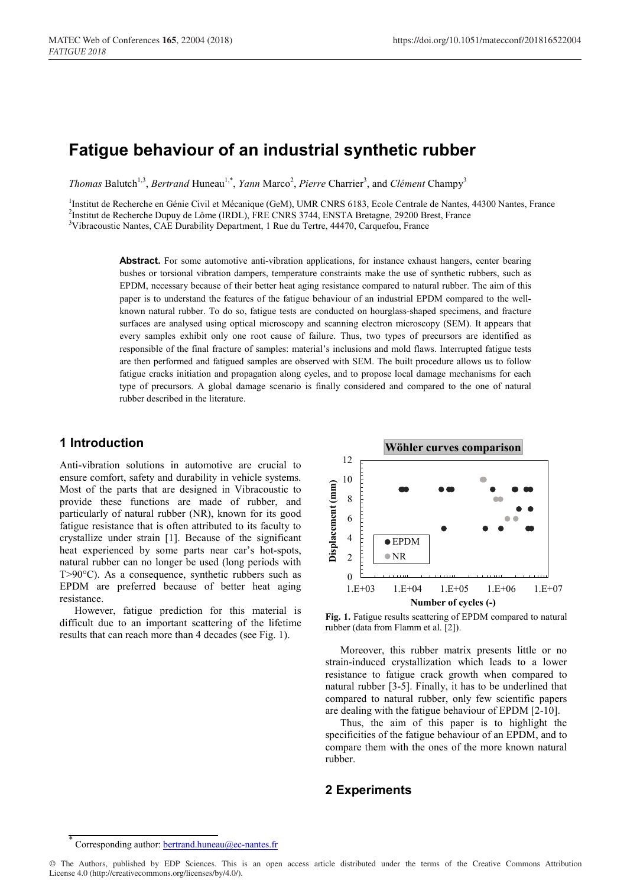# Fatigue behaviour of an industrial synthetic rubber

*Thomas* Balutch[1,3], *Bertrand* Huneau[1,*], *Yann* Marco[2], *Pierre* Charrier[3], and *Clément* Champy[3]

[1]Institut de Recherche en Génie Civil et Mécanique (GeM), UMR CNRS 6183, Ecole Centrale de Nantes, 44300 Nantes, France
[2]Institut de Recherche Dupuy de Lôme (IRDL), FRE CNRS 3744, ENSTA Bretagne, 29200 Brest, France
[3]Vibracoustic Nantes, CAE Durability Department, 1 Rue du Tertre, 44470, Carquefou, France

**Abstract.** For some automotive anti-vibration applications, for instance exhaust hangers, center bearing bushes or torsional vibration dampers, temperature constraints make the use of synthetic rubbers, such as EPDM, necessary because of their better heat aging resistance compared to natural rubber. The aim of this paper is to understand the features of the fatigue behaviour of an industrial EPDM compared to the well-known natural rubber. To do so, fatigue tests are conducted on hourglass-shaped specimens, and fracture surfaces are analysed using optical microscopy and scanning electron microscopy (SEM). It appears that every samples exhibit only one root cause of failure. Thus, two types of precursors are identified as responsible of the final fracture of samples: material's inclusions and mold flaws. Interrupted fatigue tests are then performed and fatigued samples are observed with SEM. The built procedure allows us to follow fatigue cracks initiation and propagation along cycles, and to propose local damage mechanisms for each type of precursors. A global damage scenario is finally considered and compared to the one of natural rubber described in the literature.

## 1 Introduction

Anti-vibration solutions in automotive are crucial to ensure comfort, safety and durability in vehicle systems. Most of the parts that are designed in Vibracoustic to provide these functions are made of rubber, and particularly of natural rubber (NR), known for its good fatigue resistance that is often attributed to its faculty to crystallize under strain [1]. Because of the significant heat experienced by some parts near car's hot-spots, natural rubber can no longer be used (long periods with T>90°C). As a consequence, synthetic rubbers such as EPDM are preferred because of better heat aging resistance.

However, fatigue prediction for this material is difficult due to an important scattering of the lifetime results that can reach more than 4 decades (see Fig. 1).

**Fig. 1.** Fatigue results scattering of EPDM compared to natural rubber (data from Flamm et al. [2]).

Moreover, this rubber matrix presents little or no strain-induced crystallization which leads to a lower resistance to fatigue crack growth when compared to natural rubber [3-5]. Finally, it has to be underlined that compared to natural rubber, only few scientific papers are dealing with the fatigue behaviour of EPDM [2-10].

Thus, the aim of this paper is to highlight the specificities of the fatigue behaviour of an EPDM, and to compare them with the ones of the more known natural rubber.

## 2 Experiments

---

* Corresponding author: bertrand.huneau@ec-nantes.fr

© The Authors, published by EDP Sciences. This is an open access article distributed under the terms of the Creative Commons Attribution License 4.0 (http://creativecommons.org/licenses/by/4.0/).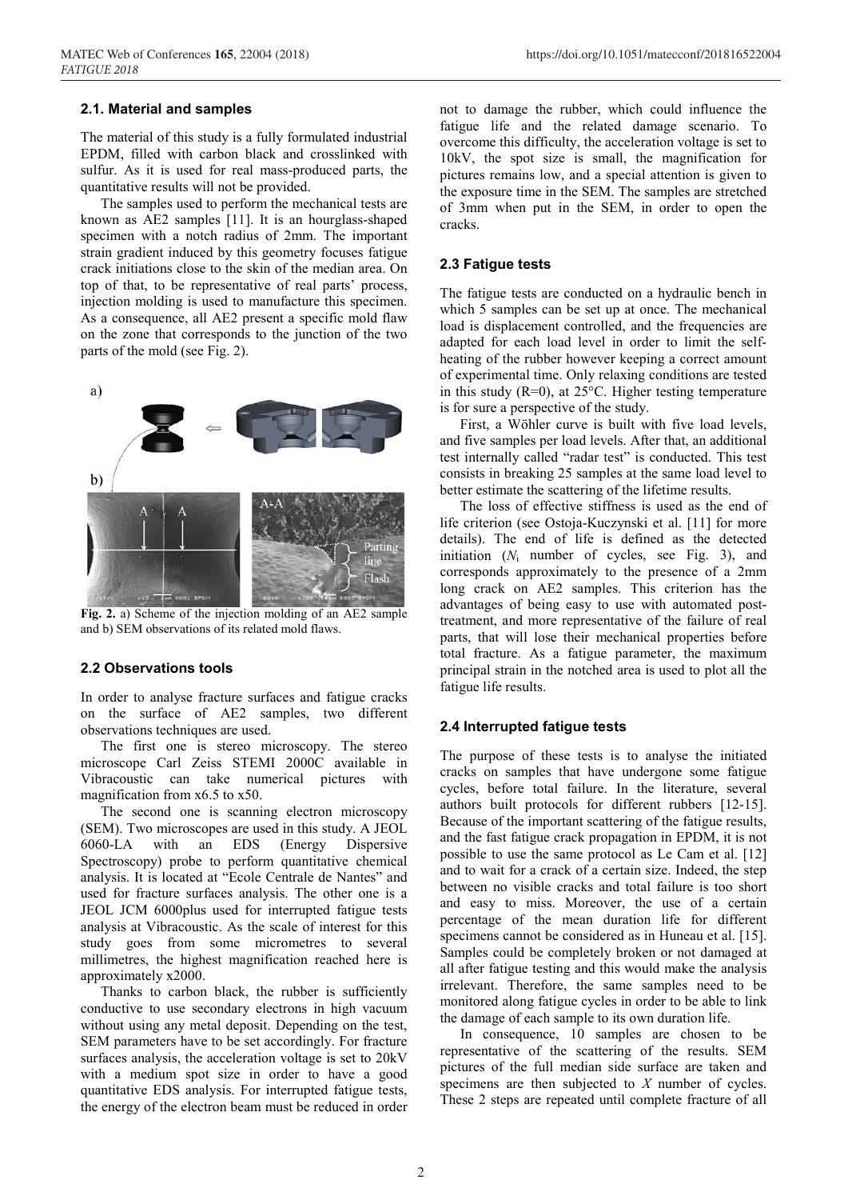### 2.1. Material and samples

The material of this study is a fully formulated industrial EPDM, filled with carbon black and crosslinked with sulfur. As it is used for real mass-produced parts, the quantitative results will not be provided.

The samples used to perform the mechanical tests are known as AE2 samples [11]. It is an hourglass-shaped specimen with a notch radius of 2mm. The important strain gradient induced by this geometry focuses fatigue crack initiations close to the skin of the median area. On top of that, to be representative of real parts' process, injection molding is used to manufacture this specimen. As a consequence, all AE2 present a specific mold flaw on the zone that corresponds to the junction of the two parts of the mold (see Fig. 2).

**Fig. 2.** a) Scheme of the injection molding of an AE2 sample and b) SEM observations of its related mold flaws.

### 2.2 Observations tools

In order to analyse fracture surfaces and fatigue cracks on the surface of AE2 samples, two different observations techniques are used.

The first one is stereo microscopy. The stereo microscope Carl Zeiss STEMI 2000C available in Vibracoustic can take numerical pictures with magnification from x6.5 to x50.

The second one is scanning electron microscopy (SEM). Two microscopes are used in this study. A JEOL 6060-LA with an EDS (Energy Dispersive Spectroscopy) probe to perform quantitative chemical analysis. It is located at "Ecole Centrale de Nantes" and used for fracture surfaces analysis. The other one is a JEOL JCM 6000plus used for interrupted fatigue tests analysis at Vibracoustic. As the scale of interest for this study goes from some micrometres to several millimetres, the highest magnification reached here is approximately x2000.

Thanks to carbon black, the rubber is sufficiently conductive to use secondary electrons in high vacuum without using any metal deposit. Depending on the test, SEM parameters have to be set accordingly. For fracture surfaces analysis, the acceleration voltage is set to 20kV with a medium spot size in order to have a good quantitative EDS analysis. For interrupted fatigue tests, the energy of the electron beam must be reduced in order not to damage the rubber, which could influence the fatigue life and the related damage scenario. To overcome this difficulty, the acceleration voltage is set to 10kV, the spot size is small, the magnification for pictures remains low, and a special attention is given to the exposure time in the SEM. The samples are stretched of 3mm when put in the SEM, in order to open the cracks.

### 2.3 Fatigue tests

The fatigue tests are conducted on a hydraulic bench in which 5 samples can be set up at once. The mechanical load is displacement controlled, and the frequencies are adapted for each load level in order to limit the self-heating of the rubber however keeping a correct amount of experimental time. Only relaxing conditions are tested in this study (R=0), at 25°C. Higher testing temperature is for sure a perspective of the study.

First, a Wöhler curve is built with five load levels, and five samples per load levels. After that, an additional test internally called "radar test" is conducted. This test consists in breaking 25 samples at the same load level to better estimate the scattering of the lifetime results.

The loss of effective stiffness is used as the end of life criterion (see Ostoja-Kuczynski et al. [11] for more details). The end of life is defined as the detected initiation ($N_i$ number of cycles, see Fig. 3), and corresponds approximately to the presence of a 2mm long crack on AE2 samples. This criterion has the advantages of being easy to use with automated post-treatment, and more representative of the failure of real parts, that will lose their mechanical properties before total fracture. As a fatigue parameter, the maximum principal strain in the notched area is used to plot all the fatigue life results.

### 2.4 Interrupted fatigue tests

The purpose of these tests is to analyse the initiated cracks on samples that have undergone some fatigue cycles, before total failure. In the literature, several authors built protocols for different rubbers [12-15]. Because of the important scattering of the fatigue results, and the fast fatigue crack propagation in EPDM, it is not possible to use the same protocol as Le Cam et al. [12] and to wait for a crack of a certain size. Indeed, the step between no visible cracks and total failure is too short and easy to miss. Moreover, the use of a certain percentage of the mean duration life for different specimens cannot be considered as in Huneau et al. [15]. Samples could be completely broken or not damaged at all after fatigue testing and this would make the analysis irrelevant. Therefore, the same samples need to be monitored along fatigue cycles in order to be able to link the damage of each sample to its own duration life.

In consequence, 10 samples are chosen to be representative of the scattering of the results. SEM pictures of the full median side surface are taken and specimens are then subjected to $X$ number of cycles. These 2 steps are repeated until complete fracture of all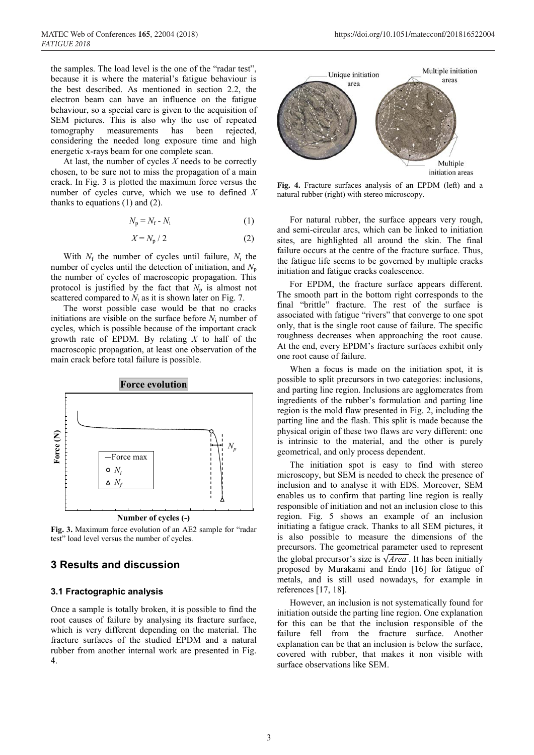the samples. The load level is the one of the "radar test", because it is where the material's fatigue behaviour is the best described. As mentioned in section 2.2, the electron beam can have an influence on the fatigue behaviour, so a special care is given to the acquisition of SEM pictures. This is also why the use of repeated tomography measurements has been rejected, considering the needed long exposure time and high energetic x-rays beam for one complete scan.

At last, the number of cycles $X$ needs to be correctly chosen, to be sure not to miss the propagation of a main crack. In Fig. 3 is plotted the maximum force versus the number of cycles curve, which we use to defined $X$ thanks to equations (1) and (2).

$$N_p = N_f - N_i \quad (1)$$

$$X = N_p / 2 \quad (2)$$

With $N_f$ the number of cycles until failure, $N_i$ the number of cycles until the detection of initiation, and $N_p$ the number of cycles of macroscopic propagation. This protocol is justified by the fact that $N_p$ is almost not scattered compared to $N_i$ as it is shown later on Fig. 7.

The worst possible case would be that no cracks initiations are visible on the surface before $N_i$ number of cycles, which is possible because of the important crack growth rate of EPDM. By relating $X$ to half of the macroscopic propagation, at least one observation of the main crack before total failure is possible.

Force evolution

Force (N)

Number of cycles (-)

Force max

$N_i$

$N_f$

$N_p$

**Fig. 3.** Maximum force evolution of an AE2 sample for "radar test" load level versus the number of cycles.

## 3 Results and discussion

### 3.1 Fractographic analysis

Once a sample is totally broken, it is possible to find the root causes of failure by analysing its fracture surface, which is very different depending on the material. The fracture surfaces of the studied EPDM and a natural rubber from another internal work are presented in Fig. 4.

Unique initiation area

Multiple initiation areas

Multiple initiation areas

**Fig. 4.** Fracture surfaces analysis of an EPDM (left) and a natural rubber (right) with stereo microscopy.

For natural rubber, the surface appears very rough, and semi-circular arcs, which can be linked to initiation sites, are highlighted all around the skin. The final failure occurs at the centre of the fracture surface. Thus, the fatigue life seems to be governed by multiple cracks initiation and fatigue cracks coalescence.

For EPDM, the fracture surface appears different. The smooth part in the bottom right corresponds to the final "brittle" fracture. The rest of the surface is associated with fatigue "rivers" that converge to one spot only, that is the single root cause of failure. The specific roughness decreases when approaching the root cause. At the end, every EPDM's fracture surfaces exhibit only one root cause of failure.

When a focus is made on the initiation spot, it is possible to split precursors in two categories: inclusions, and parting line region. Inclusions are agglomerates from ingredients of the rubber's formulation and parting line region is the mold flaw presented in Fig. 2, including the parting line and the flash. This split is made because the physical origin of these two flaws are very different: one is intrinsic to the material, and the other is purely geometrical, and only process dependent.

The initiation spot is easy to find with stereo microscopy, but SEM is needed to check the presence of inclusion and to analyse it with EDS. Moreover, SEM enables us to confirm that parting line region is really responsible of initiation and not an inclusion close to this region. Fig. 5 shows an example of an inclusion initiating a fatigue crack. Thanks to all SEM pictures, it is also possible to measure the dimensions of the precursors. The geometrical parameter used to represent the global precursor's size is $\sqrt{Area}$. It has been initially proposed by Murakami and Endo [16] for fatigue of metals, and is still used nowadays, for example in references [17, 18].

However, an inclusion is not systematically found for initiation outside the parting line region. One explanation for this can be that the inclusion responsible of the failure fell from the fracture surface. Another explanation can be that an inclusion is below the surface, covered with rubber, that makes it non visible with surface observations like SEM.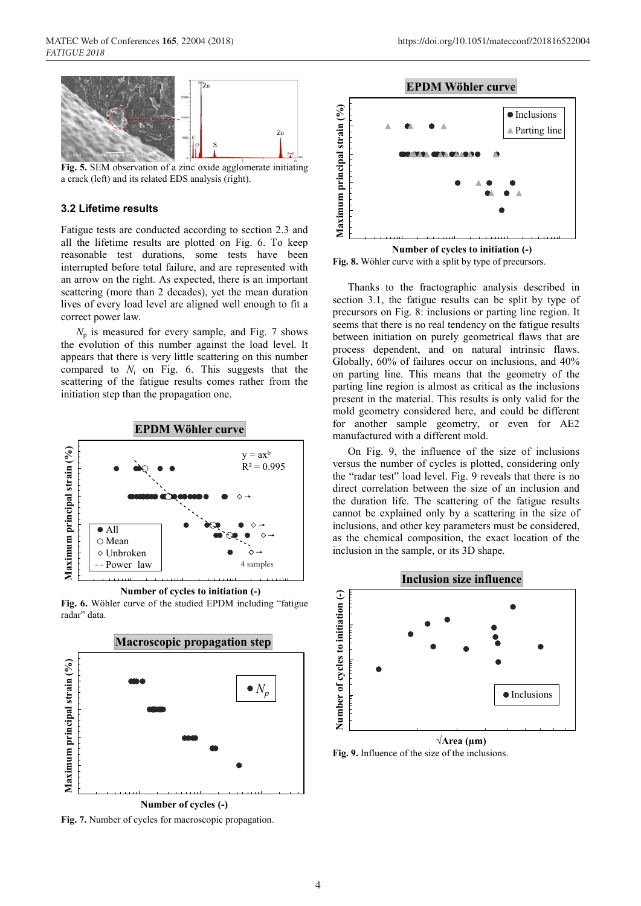Fig. 5. SEM observation of a zinc oxide agglomerate initiating a crack (left) and its related EDS analysis (right).

### 3.2 Lifetime results

Fatigue tests are conducted according to section 2.3 and all the lifetime results are plotted on Fig. 6. To keep reasonable test durations, some tests have been interrupted before total failure, and are represented with an arrow on the right. As expected, there is an important scattering (more than 2 decades), yet the mean duration lives of every load level are aligned well enough to fit a correct power law.

$N_p$ is measured for every sample, and Fig. 7 shows the evolution of this number against the load level. It appears that there is very little scattering on this number compared to $N_i$ on Fig. 6. This suggests that the scattering of the fatigue results comes rather from the initiation step than the propagation one.

Fig. 6. Wöhler curve of the studied EPDM including "fatigue radar" data.

Fig. 7. Number of cycles for macroscopic propagation.

Fig. 8. Wöhler curve with a split by type of precursors.

Thanks to the fractographic analysis described in section 3.1, the fatigue results can be split by type of precursors on Fig. 8: inclusions or parting line region. It seems that there is no real tendency on the fatigue results between initiation on purely geometrical flaws that are process dependent, and on natural intrinsic flaws. Globally, 60% of failures occur on inclusions, and 40% on parting line. This means that the geometry of the parting line region is almost as critical as the inclusions present in the material. This results is only valid for the mold geometry considered here, and could be different for another sample geometry, or even for AE2 manufactured with a different mold.

On Fig. 9, the influence of the size of inclusions versus the number of cycles is plotted, considering only the "radar test" load level. Fig. 9 reveals that there is no direct correlation between the size of an inclusion and the duration life. The scattering of the fatigue results cannot be explained only by a scattering in the size of inclusions, and other key parameters must be considered, as the chemical composition, the exact location of the inclusion in the sample, or its 3D shape.

Fig. 9. Influence of the size of the inclusions.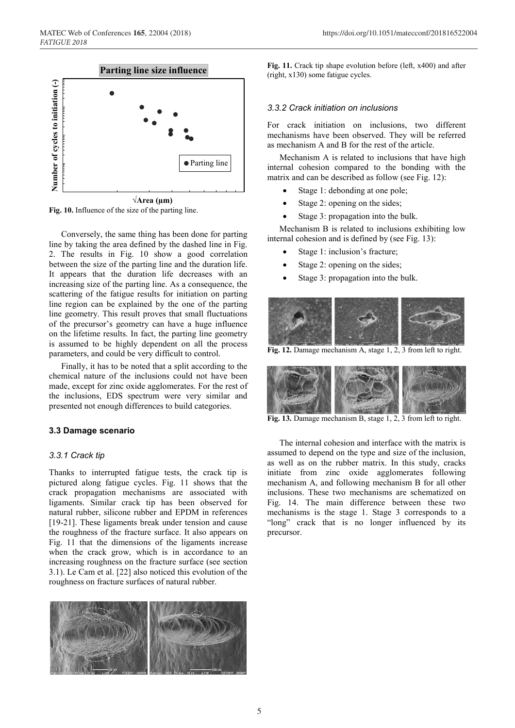Fig. 10. Influence of the size of the parting line.

Conversely, the same thing has been done for parting line by taking the area defined by the dashed line in Fig. 2. The results in Fig. 10 show a good correlation between the size of the parting line and the duration life. It appears that the duration life decreases with an increasing size of the parting line. As a consequence, the scattering of the fatigue results for initiation on parting line region can be explained by the one of the parting line geometry. This result proves that small fluctuations of the precursor's geometry can have a huge influence on the lifetime results. In fact, the parting line geometry is assumed to be highly dependent on all the process parameters, and could be very difficult to control.

Finally, it has to be noted that a split according to the chemical nature of the inclusions could not have been made, except for zinc oxide agglomerates. For the rest of the inclusions, EDS spectrum were very similar and presented not enough differences to build categories.

### 3.3 Damage scenario

#### 3.3.1 Crack tip

Thanks to interrupted fatigue tests, the crack tip is pictured along fatigue cycles. Fig. 11 shows that the crack propagation mechanisms are associated with ligaments. Similar crack tip has been observed for natural rubber, silicone rubber and EPDM in references [19-21]. These ligaments break under tension and cause the roughness of the fracture surface. It also appears on Fig. 11 that the dimensions of the ligaments increase when the crack grow, which is in accordance to an increasing roughness on the fracture surface (see section 3.1). Le Cam et al. [22] also noticed this evolution of the roughness on fracture surfaces of natural rubber.

Fig. 11. Crack tip shape evolution before (left, x400) and after (right, x130) some fatigue cycles.

#### 3.3.2 Crack initiation on inclusions

For crack initiation on inclusions, two different mechanisms have been observed. They will be referred as mechanism A and B for the rest of the article.

Mechanism A is related to inclusions that have high internal cohesion compared to the bonding with the matrix and can be described as follow (see Fig. 12):

- Stage 1: debonding at one pole;
- Stage 2: opening on the sides;
- Stage 3: propagation into the bulk.

Mechanism B is related to inclusions exhibiting low internal cohesion and is defined by (see Fig. 13):

- Stage 1: inclusion's fracture;
- Stage 2: opening on the sides;
- Stage 3: propagation into the bulk.

Fig. 12. Damage mechanism A, stage 1, 2, 3 from left to right.

Fig. 13. Damage mechanism B, stage 1, 2, 3 from left to right.

The internal cohesion and interface with the matrix is assumed to depend on the type and size of the inclusion, as well as on the rubber matrix. In this study, cracks initiate from zinc oxide agglomerates following mechanism A, and following mechanism B for all other inclusions. These two mechanisms are schematized on Fig. 14. The main difference between these two mechanisms is the stage 1. Stage 3 corresponds to a "long" crack that is no longer influenced by its precursor.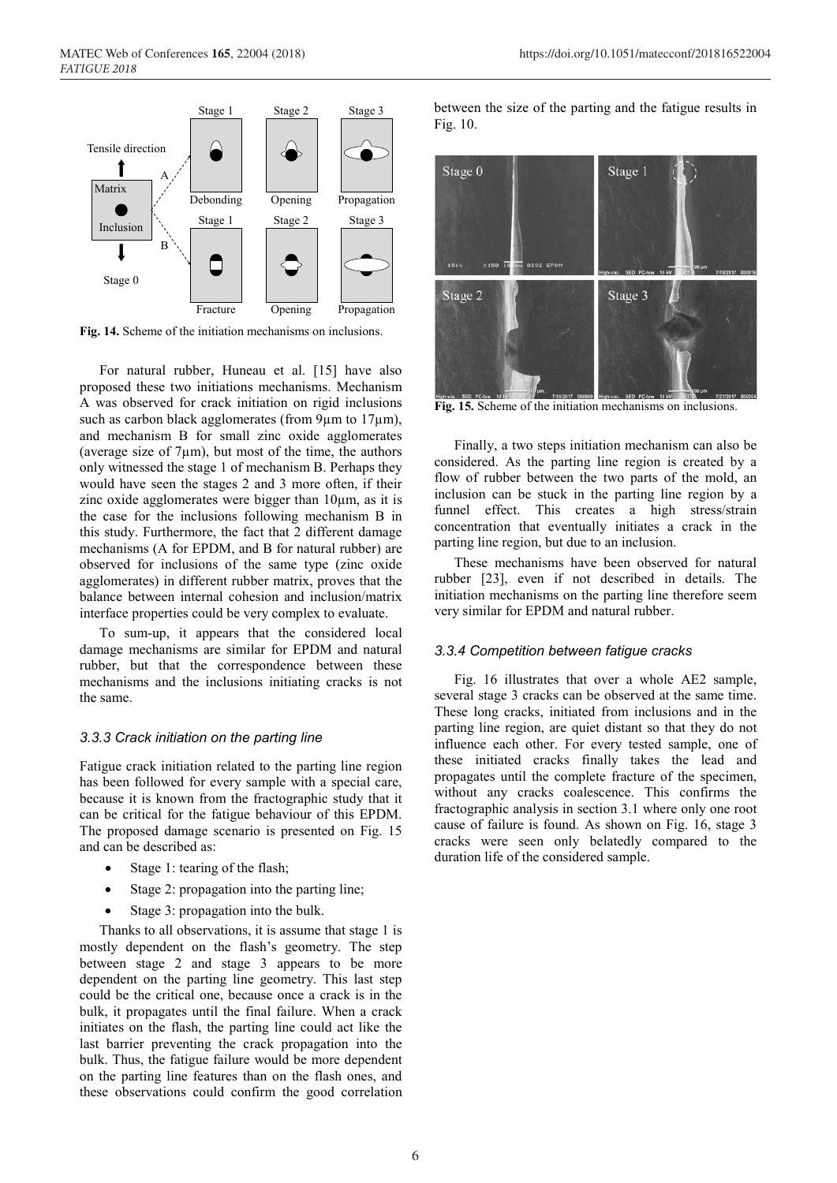**Fig. 14.** Scheme of the initiation mechanisms on inclusions.

For natural rubber, Huneau et al. [15] have also proposed these two initiations mechanisms. Mechanism A was observed for crack initiation on rigid inclusions such as carbon black agglomerates (from 9µm to 17µm), and mechanism B for small zinc oxide agglomerates (average size of 7µm), but most of the time, the authors only witnessed the stage 1 of mechanism B. Perhaps they would have seen the stages 2 and 3 more often, if their zinc oxide agglomerates were bigger than 10µm, as it is the case for the inclusions following mechanism B in this study. Furthermore, the fact that 2 different damage mechanisms (A for EPDM, and B for natural rubber) are observed for inclusions of the same type (zinc oxide agglomerates) in different rubber matrix, proves that the balance between internal cohesion and inclusion/matrix interface properties could be very complex to evaluate.

To sum-up, it appears that the considered local damage mechanisms are similar for EPDM and natural rubber, but that the correspondence between these mechanisms and the inclusions initiating cracks is not the same.

### *3.3.3 Crack initiation on the parting line*

Fatigue crack initiation related to the parting line region has been followed for every sample with a special care, because it is known from the fractographic study that it can be critical for the fatigue behaviour of this EPDM. The proposed damage scenario is presented on Fig. 15 and can be described as:

- Stage 1: tearing of the flash;
- Stage 2: propagation into the parting line;
- Stage 3: propagation into the bulk.

Thanks to all observations, it is assume that stage 1 is mostly dependent on the flash's geometry. The step between stage 2 and stage 3 appears to be more dependent on the parting line geometry. This last step could be the critical one, because once a crack is in the bulk, it propagates until the final failure. When a crack initiates on the flash, the parting line could act like the last barrier preventing the crack propagation into the bulk. Thus, the fatigue failure would be more dependent on the parting line features than on the flash ones, and these observations could confirm the good correlation between the size of the parting and the fatigue results in Fig. 10.

**Fig. 15.** Scheme of the initiation mechanisms on inclusions.

Finally, a two steps initiation mechanism can also be considered. As the parting line region is created by a flow of rubber between the two parts of the mold, an inclusion can be stuck in the parting line region by a funnel effect. This creates a high stress/strain concentration that eventually initiates a crack in the parting line region, but due to an inclusion.

These mechanisms have been observed for natural rubber [23], even if not described in details. The initiation mechanisms on the parting line therefore seem very similar for EPDM and natural rubber.

### *3.3.4 Competition between fatigue cracks*

Fig. 16 illustrates that over a whole AE2 sample, several stage 3 cracks can be observed at the same time. These long cracks, initiated from inclusions and in the parting line region, are quiet distant so that they do not influence each other. For every tested sample, one of these initiated cracks finally takes the lead and propagates until the complete fracture of the specimen, without any cracks coalescence. This confirms the fractographic analysis in section 3.1 where only one root cause of failure is found. As shown on Fig. 16, stage 3 cracks were seen only belatedly compared to the duration life of the considered sample.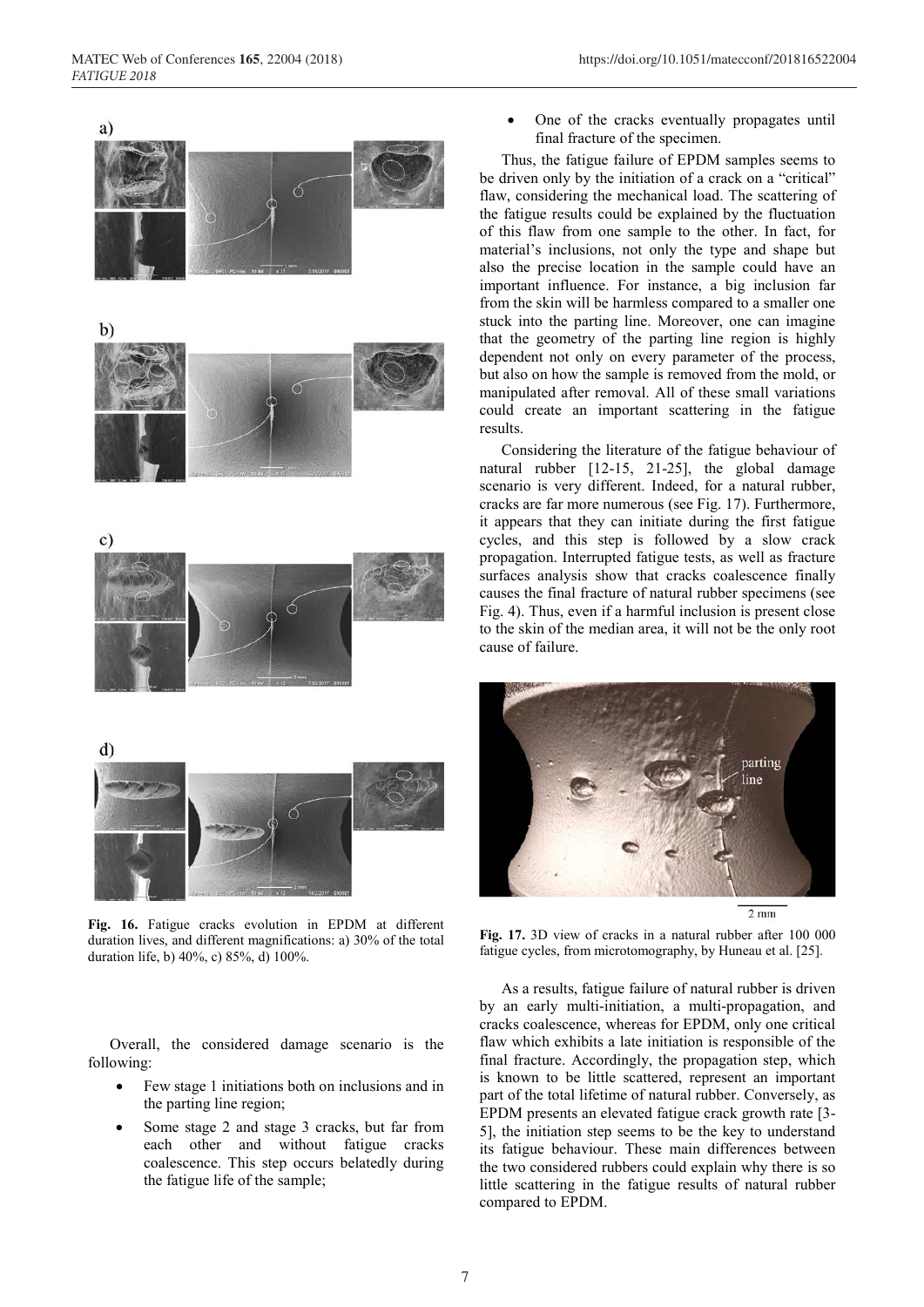Fig. 16. Fatigue cracks evolution in EPDM at different duration lives, and different magnifications: a) 30% of the total duration life, b) 40%, c) 85%, d) 100%.

Overall, the considered damage scenario is the following:

- Few stage 1 initiations both on inclusions and in the parting line region;
- Some stage 2 and stage 3 cracks, but far from each other and without fatigue cracks coalescence. This step occurs belatedly during the fatigue life of the sample;
- One of the cracks eventually propagates until final fracture of the specimen.

Thus, the fatigue failure of EPDM samples seems to be driven only by the initiation of a crack on a "critical" flaw, considering the mechanical load. The scattering of the fatigue results could be explained by the fluctuation of this flaw from one sample to the other. In fact, for material's inclusions, not only the type and shape but also the precise location in the sample could have an important influence. For instance, a big inclusion far from the skin will be harmless compared to a smaller one stuck into the parting line. Moreover, one can imagine that the geometry of the parting line region is highly dependent not only on every parameter of the process, but also on how the sample is removed from the mold, or manipulated after removal. All of these small variations could create an important scattering in the fatigue results.

Considering the literature of the fatigue behaviour of natural rubber [12-15, 21-25], the global damage scenario is very different. Indeed, for a natural rubber, cracks are far more numerous (see Fig. 17). Furthermore, it appears that they can initiate during the first fatigue cycles, and this step is followed by a slow crack propagation. Interrupted fatigue tests, as well as fracture surfaces analysis show that cracks coalescence finally causes the final fracture of natural rubber specimens (see Fig. 4). Thus, even if a harmful inclusion is present close to the skin of the median area, it will not be the only root cause of failure.

Fig. 17. 3D view of cracks in a natural rubber after 100 000 fatigue cycles, from microtomography, by Huneau et al. [25].

As a results, fatigue failure of natural rubber is driven by an early multi-initiation, a multi-propagation, and cracks coalescence, whereas for EPDM, only one critical flaw which exhibits a late initiation is responsible of the final fracture. Accordingly, the propagation step, which is known to be little scattered, represent an important part of the total lifetime of natural rubber. Conversely, as EPDM presents an elevated fatigue crack growth rate [3-5], the initiation step seems to be the key to understand its fatigue behaviour. These main differences between the two considered rubbers could explain why there is so little scattering in the fatigue results of natural rubber compared to EPDM.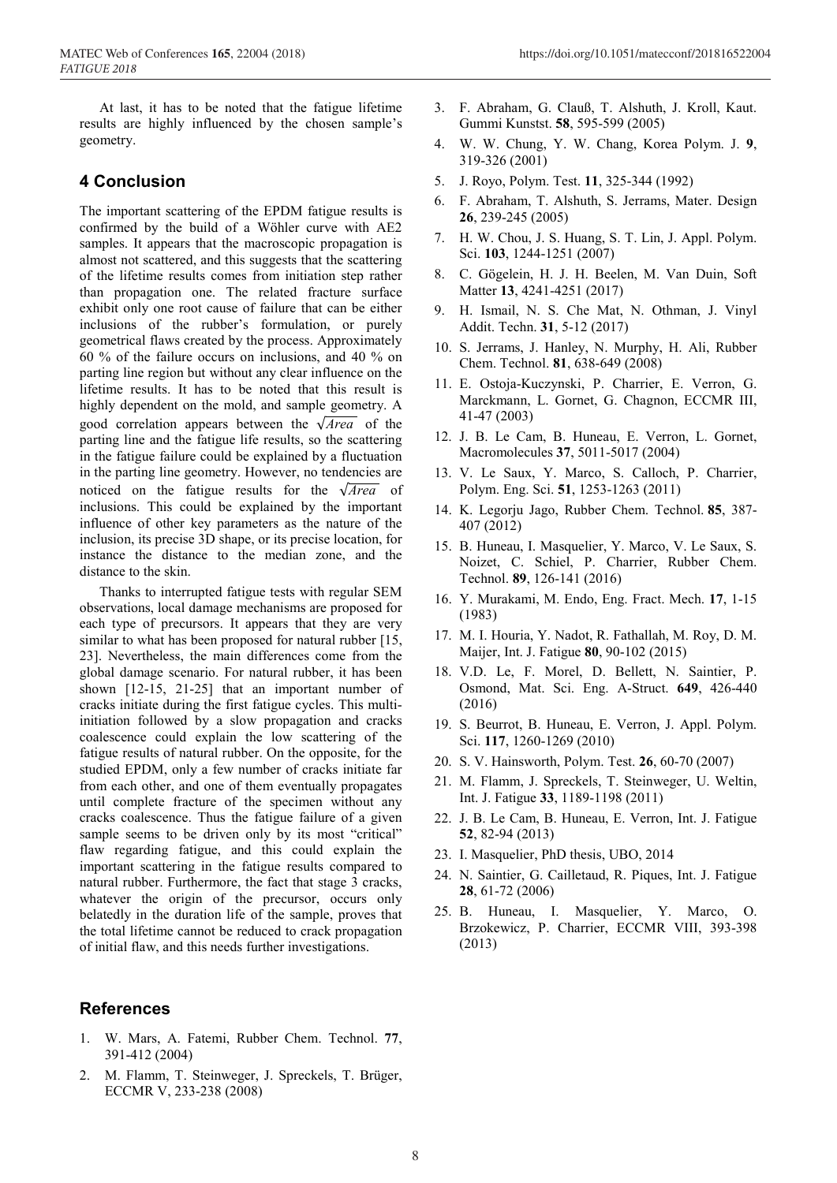At last, it has to be noted that the fatigue lifetime results are highly influenced by the chosen sample's geometry.

## 4 Conclusion

The important scattering of the EPDM fatigue results is confirmed by the build of a Wöhler curve with AE2 samples. It appears that the macroscopic propagation is almost not scattered, and this suggests that the scattering of the lifetime results comes from initiation step rather than propagation one. The related fracture surface exhibit only one root cause of failure that can be either inclusions of the rubber's formulation, or purely geometrical flaws created by the process. Approximately 60 % of the failure occurs on inclusions, and 40 % on parting line region but without any clear influence on the lifetime results. It has to be noted that this result is highly dependent on the mold, and sample geometry. A good correlation appears between the $\sqrt{Area}$ of the parting line and the fatigue life results, so the scattering in the fatigue failure could be explained by a fluctuation in the parting line geometry. However, no tendencies are noticed on the fatigue results for the $\sqrt{Area}$ of inclusions. This could be explained by the important influence of other key parameters as the nature of the inclusion, its precise 3D shape, or its precise location, for instance the distance to the median zone, and the distance to the skin.

Thanks to interrupted fatigue tests with regular SEM observations, local damage mechanisms are proposed for each type of precursors. It appears that they are very similar to what has been proposed for natural rubber [15, 23]. Nevertheless, the main differences come from the global damage scenario. For natural rubber, it has been shown [12-15, 21-25] that an important number of cracks initiate during the first fatigue cycles. This multi-initiation followed by a slow propagation and cracks coalescence could explain the low scattering of the fatigue results of natural rubber. On the opposite, for the studied EPDM, only a few number of cracks initiate far from each other, and one of them eventually propagates until complete fracture of the specimen without any cracks coalescence. Thus the fatigue failure of a given sample seems to be driven only by its most "critical" flaw regarding fatigue, and this could explain the important scattering in the fatigue results compared to natural rubber. Furthermore, the fact that stage 3 cracks, whatever the origin of the precursor, occurs only belatedly in the duration life of the sample, proves that the total lifetime cannot be reduced to crack propagation of initial flaw, and this needs further investigations.

## References

1. W. Mars, A. Fatemi, Rubber Chem. Technol. **77**, 391-412 (2004)
2. M. Flamm, T. Steinweger, J. Spreckels, T. Brüger, ECCMR V, 233-238 (2008)
3. F. Abraham, G. Clauß, T. Alshuth, J. Kroll, Kaut. Gummi Kunstst. **58**, 595-599 (2005)
4. W. W. Chung, Y. W. Chang, Korea Polym. J. **9**, 319-326 (2001)
5. J. Royo, Polym. Test. **11**, 325-344 (1992)
6. F. Abraham, T. Alshuth, S. Jerrams, Mater. Design **26**, 239-245 (2005)
7. H. W. Chou, J. S. Huang, S. T. Lin, J. Appl. Polym. Sci. **103**, 1244-1251 (2007)
8. C. Gögelein, H. J. H. Beelen, M. Van Duin, Soft Matter **13**, 4241-4251 (2017)
9. H. Ismail, N. S. Che Mat, N. Othman, J. Vinyl Addit. Techn. **31**, 5-12 (2017)
10. S. Jerrams, J. Hanley, N. Murphy, H. Ali, Rubber Chem. Technol. **81**, 638-649 (2008)
11. E. Ostoja-Kuczynski, P. Charrier, E. Verron, G. Marckmann, L. Gornet, G. Chagnon, ECCMR III, 41-47 (2003)
12. J. B. Le Cam, B. Huneau, E. Verron, L. Gornet, Macromolecules **37**, 5011-5017 (2004)
13. V. Le Saux, Y. Marco, S. Calloch, P. Charrier, Polym. Eng. Sci. **51**, 1253-1263 (2011)
14. K. Legorju Jago, Rubber Chem. Technol. **85**, 387-407 (2012)
15. B. Huneau, I. Masquelier, Y. Marco, V. Le Saux, S. Noizet, C. Schiel, P. Charrier, Rubber Chem. Technol. **89**, 126-141 (2016)
16. Y. Murakami, M. Endo, Eng. Fract. Mech. **17**, 1-15 (1983)
17. M. I. Houria, Y. Nadot, R. Fathallah, M. Roy, D. M. Maijer, Int. J. Fatigue **80**, 90-102 (2015)
18. V.D. Le, F. Morel, D. Bellett, N. Saintier, P. Osmond, Mat. Sci. Eng. A-Struct. **649**, 426-440 (2016)
19. S. Beurrot, B. Huneau, E. Verron, J. Appl. Polym. Sci. **117**, 1260-1269 (2010)
20. S. V. Hainsworth, Polym. Test. **26**, 60-70 (2007)
21. M. Flamm, J. Spreckels, T. Steinweger, U. Weltin, Int. J. Fatigue **33**, 1189-1198 (2011)
22. J. B. Le Cam, B. Huneau, E. Verron, Int. J. Fatigue **52**, 82-94 (2013)
23. I. Masquelier, PhD thesis, UBO, 2014
24. N. Saintier, G. Cailletaud, R. Piques, Int. J. Fatigue **28**, 61-72 (2006)
25. B. Huneau, I. Masquelier, Y. Marco, O. Brzokewicz, P. Charrier, ECCMR VIII, 393-398 (2013)